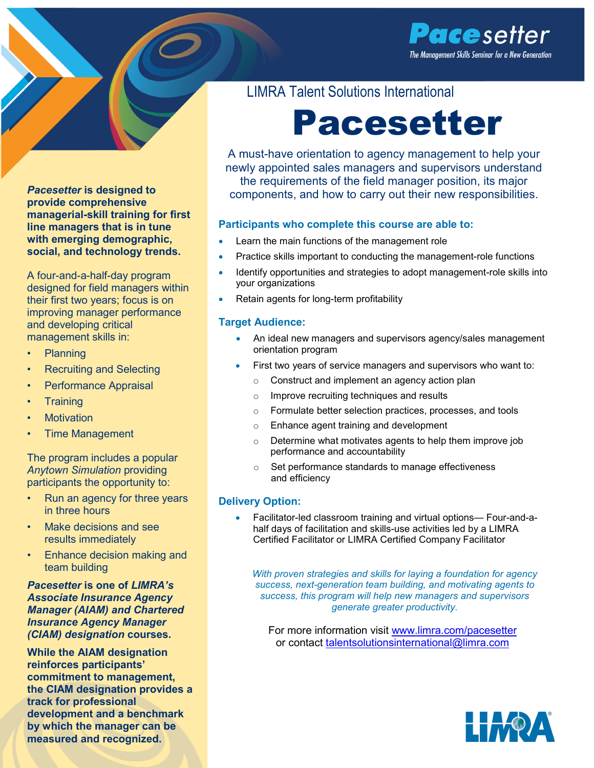# Pacesetter

*The Management Skills Seminar for a New Generation*

LIMRA Talent Solutions International

# Pacesetter

A must-have orientation to agency management to help your newly appointed sales managers and supervisors understand the requirements of the field manager position, its major components, and how to carry out their new responsibilities.

**Participants who complete this course are able to:**

- Learn the main functions of the management role
- Practice skills important to conducting the management-role functions
- Identify opportunities and strategies to adopt management-role skills into your organizations
- Retain agents for long-term profitability

**Target Audience:**

- An ideal new managers and supervisors agency/sales management orientation program
- First two years of service managers and supervisors who want to:
  - Construct and implement an agency action plan
  - Improve recruiting techniques and results
  - Formulate better selection practices, processes, and tools
  - Enhance agent training and development
  - Determine what motivates agents to help them improve job performance and accountability
  - Set performance standards to manage effectiveness and efficiency

**Delivery Option:**

- Facilitator-led classroom training and virtual options— Four-and-a-half days of facilitation and skills-use activities led by a LIMRA Certified Facilitator or LIMRA Certified Company Facilitator

*With proven strategies and skills for laying a foundation for agency success, next-generation team building, and motivating agents to success, this program will help new managers and supervisors generate greater productivity.*

For more information visit www.limra.com/pacesetter
or contact talentsolutionsinternational@limra.com

***Pacesetter* is designed to provide comprehensive managerial-skill training for first line managers that is in tune with emerging demographic, social, and technology trends.**

A four-and-a-half-day program designed for field managers within their first two years; focus is on improving manager performance and developing critical management skills in:

- Planning
- Recruiting and Selecting
- Performance Appraisal
- Training
- Motivation
- Time Management

The program includes a popular *Anytown Simulation* providing participants the opportunity to:

- Run an agency for three years in three hours
- Make decisions and see results immediately
- Enhance decision making and team building

***Pacesetter* is one of *LIMRA's Associate Insurance Agency Manager (AIAM) and Chartered Insurance Agency Manager (CIAM) designation* courses.**

**While the AIAM designation reinforces participants' commitment to management, the CIAM designation provides a track for professional development and a benchmark by which the manager can be measured and recognized.**

LIMRA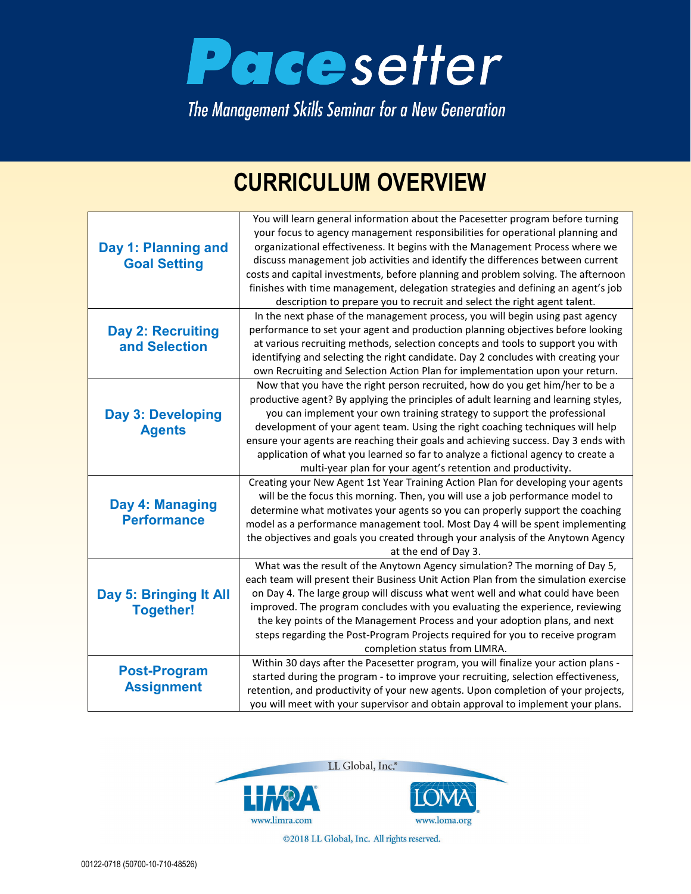# Pacesetter

*The Management Skills Seminar for a New Generation*

## CURRICULUM OVERVIEW

| | |
|---|---|
| **Day 1: Planning and Goal Setting** | You will learn general information about the Pacesetter program before turning your focus to agency management responsibilities for operational planning and organizational effectiveness. It begins with the Management Process where we discuss management job activities and identify the differences between current costs and capital investments, before planning and problem solving. The afternoon finishes with time management, delegation strategies and defining an agent's job description to prepare you to recruit and select the right agent talent. |
| **Day 2: Recruiting and Selection** | In the next phase of the management process, you will begin using past agency performance to set your agent and production planning objectives before looking at various recruiting methods, selection concepts and tools to support you with identifying and selecting the right candidate. Day 2 concludes with creating your own Recruiting and Selection Action Plan for implementation upon your return. |
| **Day 3: Developing Agents** | Now that you have the right person recruited, how do you get him/her to be a productive agent? By applying the principles of adult learning and learning styles, you can implement your own training strategy to support the professional development of your agent team. Using the right coaching techniques will help ensure your agents are reaching their goals and achieving success. Day 3 ends with application of what you learned so far to analyze a fictional agency to create a multi-year plan for your agent's retention and productivity. |
| **Day 4: Managing Performance** | Creating your New Agent 1st Year Training Action Plan for developing your agents will be the focus this morning. Then, you will use a job performance model to determine what motivates your agents so you can properly support the coaching model as a performance management tool. Most Day 4 will be spent implementing the objectives and goals you created through your analysis of the Anytown Agency at the end of Day 3. |
| **Day 5: Bringing It All Together!** | What was the result of the Anytown Agency simulation? The morning of Day 5, each team will present their Business Unit Action Plan from the simulation exercise on Day 4. The large group will discuss what went well and what could have been improved. The program concludes with you evaluating the experience, reviewing the key points of the Management Process and your adoption plans, and next steps regarding the Post-Program Projects required for you to receive program completion status from LIMRA. |
| **Post-Program Assignment** | Within 30 days after the Pacesetter program, you will finalize your action plans - started during the program - to improve your recruiting, selection effectiveness, retention, and productivity of your new agents. Upon completion of your projects, you will meet with your supervisor and obtain approval to implement your plans. |

LL Global, Inc.®

LIMRA® www.limra.com

LOMA® www.loma.org

©2018 LL Global, Inc. All rights reserved.

00122-0718 (50700-10-710-48526)